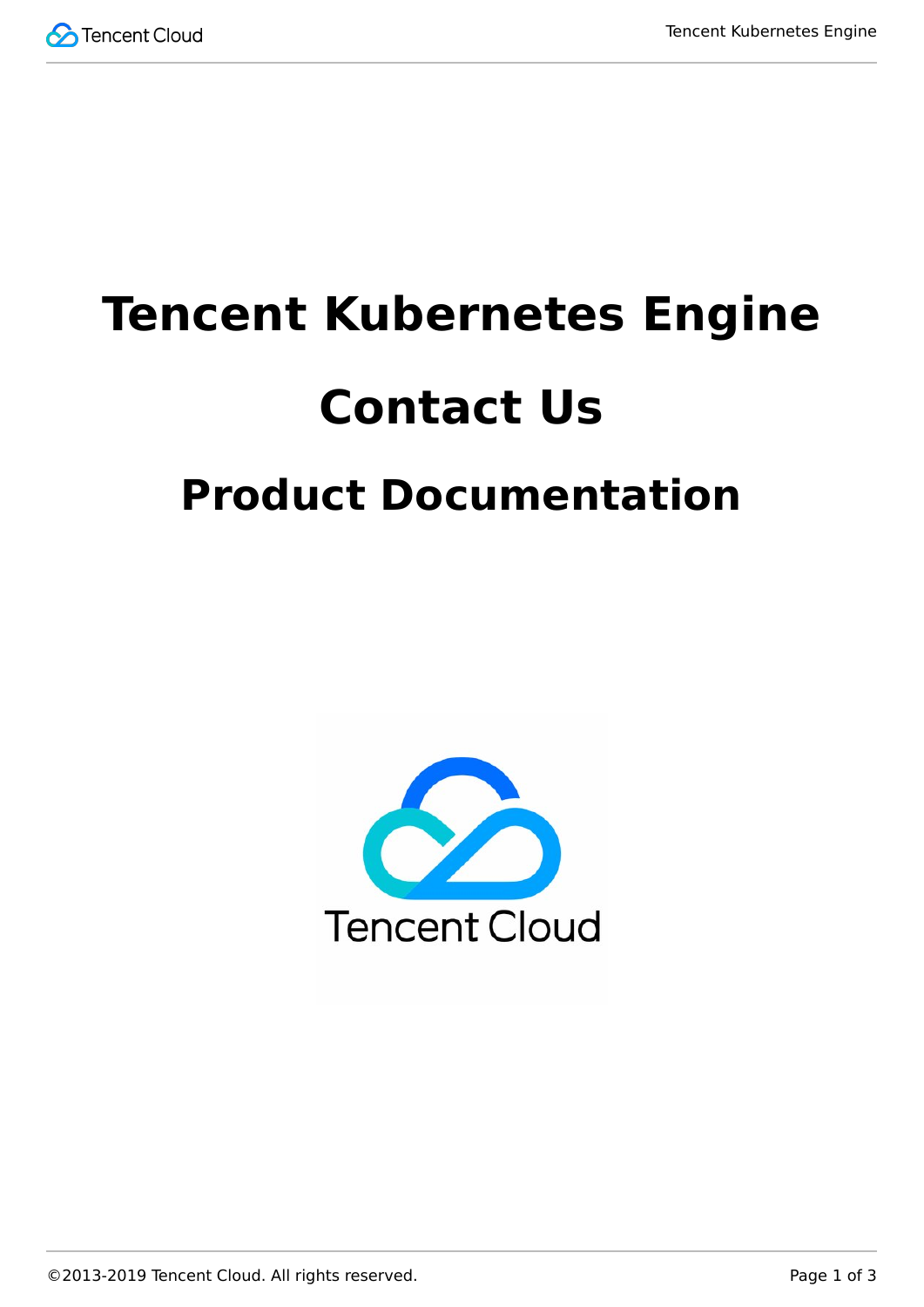# Tencent Kubernetes Engine

# Contact Us

## Product Documentation

©2013-2019 Tencent Cloud. All rights reserved.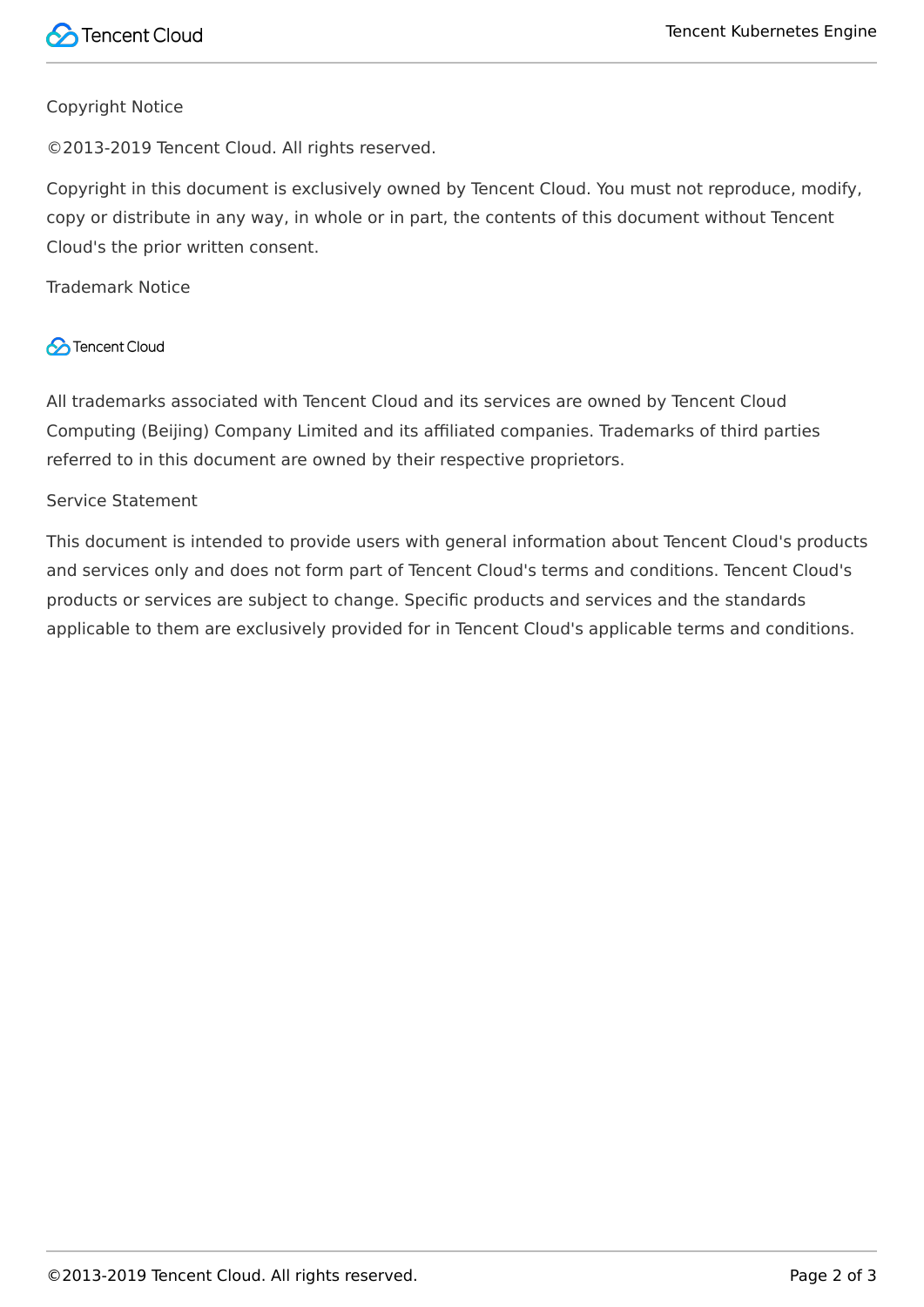Copyright Notice

©2013-2019 Tencent Cloud. All rights reserved.

Copyright in this document is exclusively owned by Tencent Cloud. You must not reproduce, modify, copy or distribute in any way, in whole or in part, the contents of this document without Tencent Cloud's the prior written consent.

Trademark Notice

Tencent Cloud

All trademarks associated with Tencent Cloud and its services are owned by Tencent Cloud Computing (Beijing) Company Limited and its affiliated companies. Trademarks of third parties referred to in this document are owned by their respective proprietors.

Service Statement

This document is intended to provide users with general information about Tencent Cloud's products and services only and does not form part of Tencent Cloud's terms and conditions. Tencent Cloud's products or services are subject to change. Specific products and services and the standards applicable to them are exclusively provided for in Tencent Cloud's applicable terms and conditions.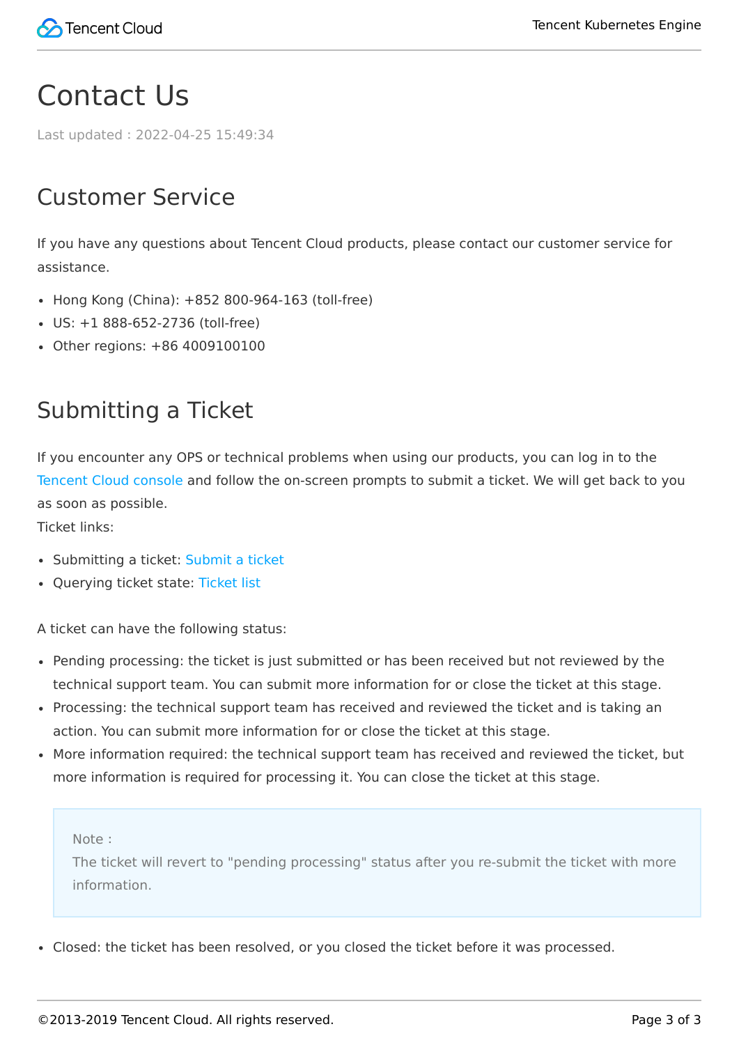# Contact Us

Last updated : 2022-04-25 15:49:34

## Customer Service

If you have any questions about Tencent Cloud products, please contact our customer service for assistance.

- Hong Kong (China): +852 800-964-163 (toll-free)
- US: +1 888-652-2736 (toll-free)
- Other regions: +86 4009100100

## Submitting a Ticket

If you encounter any OPS or technical problems when using our products, you can log in to the Tencent Cloud console and follow the on-screen prompts to submit a ticket. We will get back to you as soon as possible.
Ticket links:

- Submitting a ticket: Submit a ticket
- Querying ticket state: Ticket list

A ticket can have the following status:

- Pending processing: the ticket is just submitted or has been received but not reviewed by the technical support team. You can submit more information for or close the ticket at this stage.
- Processing: the technical support team has received and reviewed the ticket and is taking an action. You can submit more information for or close the ticket at this stage.
- More information required: the technical support team has received and reviewed the ticket, but more information is required for processing it. You can close the ticket at this stage.

> Note :
> The ticket will revert to "pending processing" status after you re-submit the ticket with more information.

- Closed: the ticket has been resolved, or you closed the ticket before it was processed.